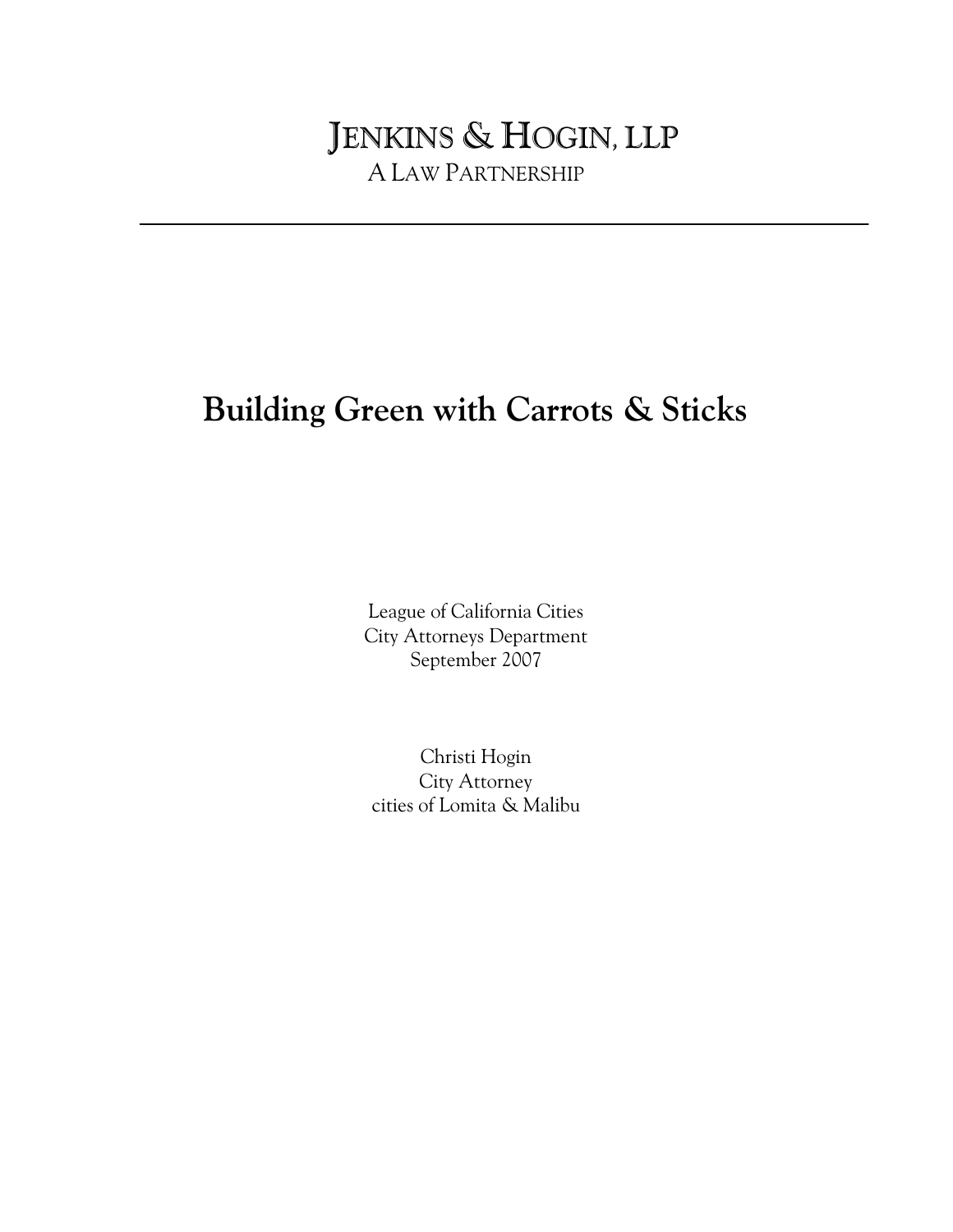JENKINS & HOGIN, LLP

A LAW PARTNERSHIP

---

# Building Green with Carrots & Sticks

League of California Cities  
City Attorneys Department  
September 2007

Christi Hogin  
City Attorney  
cities of Lomita & Malibu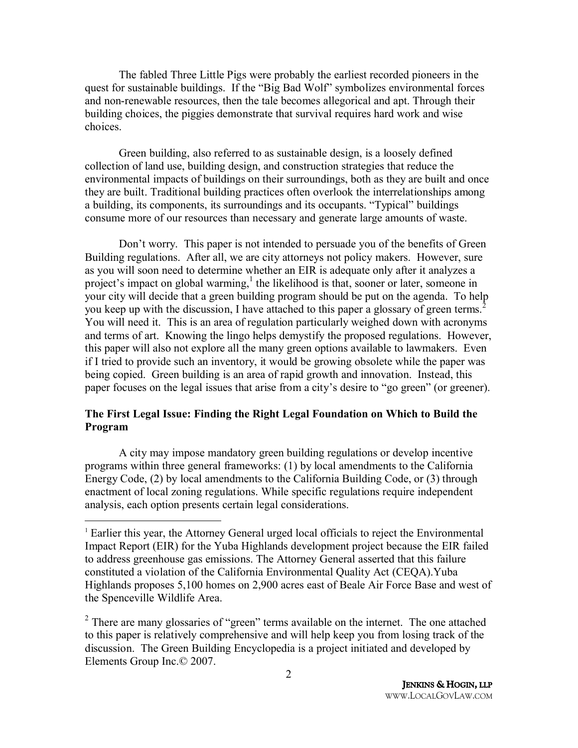The fabled Three Little Pigs were probably the earliest recorded pioneers in the quest for sustainable buildings. If the "Big Bad Wolf" symbolizes environmental forces and non-renewable resources, then the tale becomes allegorical and apt. Through their building choices, the piggies demonstrate that survival requires hard work and wise choices.

Green building, also referred to as sustainable design, is a loosely defined collection of land use, building design, and construction strategies that reduce the environmental impacts of buildings on their surroundings, both as they are built and once they are built. Traditional building practices often overlook the interrelationships among a building, its components, its surroundings and its occupants. "Typical" buildings consume more of our resources than necessary and generate large amounts of waste.

Don't worry. This paper is not intended to persuade you of the benefits of Green Building regulations. After all, we are city attorneys not policy makers. However, sure as you will soon need to determine whether an EIR is adequate only after it analyzes a project's impact on global warming,[1] the likelihood is that, sooner or later, someone in your city will decide that a green building program should be put on the agenda. To help you keep up with the discussion, I have attached to this paper a glossary of green terms.[2] You will need it. This is an area of regulation particularly weighed down with acronyms and terms of art. Knowing the lingo helps demystify the proposed regulations. However, this paper will also not explore all the many green options available to lawmakers. Even if I tried to provide such an inventory, it would be growing obsolete while the paper was being copied. Green building is an area of rapid growth and innovation. Instead, this paper focuses on the legal issues that arise from a city's desire to "go green" (or greener).

**The First Legal Issue: Finding the Right Legal Foundation on Which to Build the Program**

A city may impose mandatory green building regulations or develop incentive programs within three general frameworks: (1) by local amendments to the California Energy Code, (2) by local amendments to the California Building Code, or (3) through enactment of local zoning regulations. While specific regulations require independent analysis, each option presents certain legal considerations.

---

[1] Earlier this year, the Attorney General urged local officials to reject the Environmental Impact Report (EIR) for the Yuba Highlands development project because the EIR failed to address greenhouse gas emissions. The Attorney General asserted that this failure constituted a violation of the California Environmental Quality Act (CEQA).Yuba Highlands proposes 5,100 homes on 2,900 acres east of Beale Air Force Base and west of the Spenceville Wildlife Area.

[2] There are many glossaries of "green" terms available on the internet. The one attached to this paper is relatively comprehensive and will help keep you from losing track of the discussion. The Green Building Encyclopedia is a project initiated and developed by Elements Group Inc.© 2007.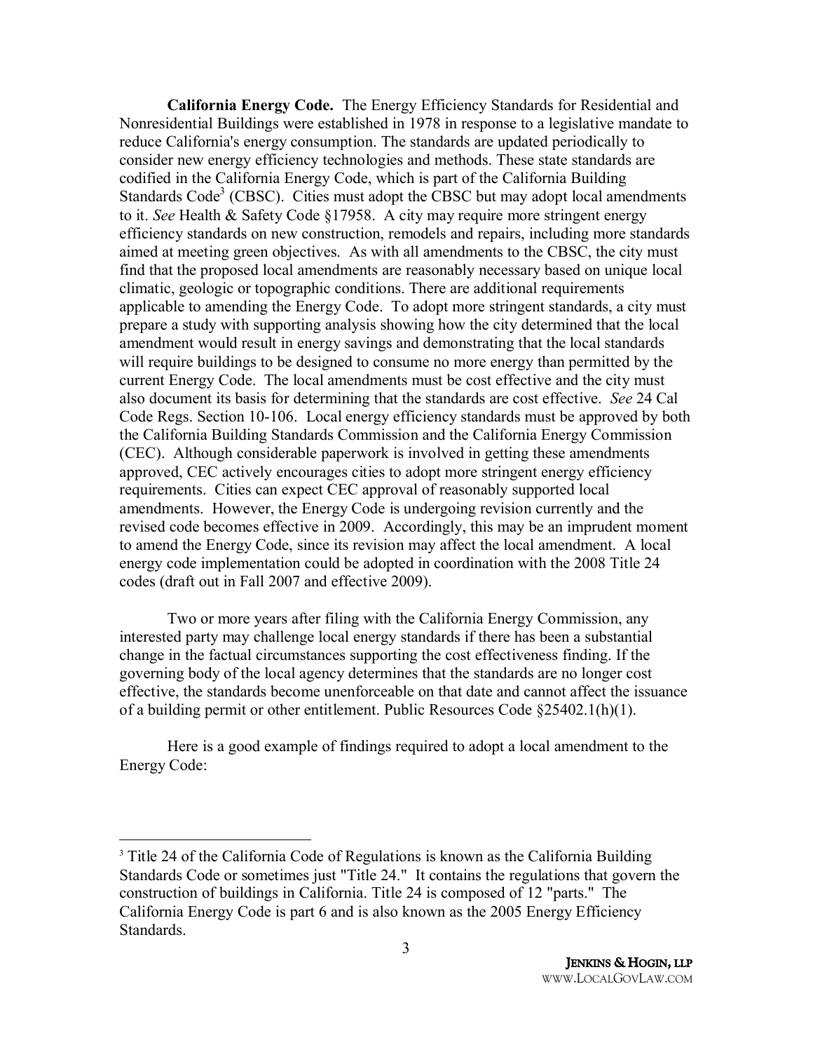**California Energy Code.** The Energy Efficiency Standards for Residential and Nonresidential Buildings were established in 1978 in response to a legislative mandate to reduce California's energy consumption. The standards are updated periodically to consider new energy efficiency technologies and methods. These state standards are codified in the California Energy Code, which is part of the California Building Standards Code[3] (CBSC). Cities must adopt the CBSC but may adopt local amendments to it. *See* Health & Safety Code §17958. A city may require more stringent energy efficiency standards on new construction, remodels and repairs, including more standards aimed at meeting green objectives. As with all amendments to the CBSC, the city must find that the proposed local amendments are reasonably necessary based on unique local climatic, geologic or topographic conditions. There are additional requirements applicable to amending the Energy Code. To adopt more stringent standards, a city must prepare a study with supporting analysis showing how the city determined that the local amendment would result in energy savings and demonstrating that the local standards will require buildings to be designed to consume no more energy than permitted by the current Energy Code. The local amendments must be cost effective and the city must also document its basis for determining that the standards are cost effective. *See* 24 Cal Code Regs. Section 10-106. Local energy efficiency standards must be approved by both the California Building Standards Commission and the California Energy Commission (CEC). Although considerable paperwork is involved in getting these amendments approved, CEC actively encourages cities to adopt more stringent energy efficiency requirements. Cities can expect CEC approval of reasonably supported local amendments. However, the Energy Code is undergoing revision currently and the revised code becomes effective in 2009. Accordingly, this may be an imprudent moment to amend the Energy Code, since its revision may affect the local amendment. A local energy code implementation could be adopted in coordination with the 2008 Title 24 codes (draft out in Fall 2007 and effective 2009).

Two or more years after filing with the California Energy Commission, any interested party may challenge local energy standards if there has been a substantial change in the factual circumstances supporting the cost effectiveness finding. If the governing body of the local agency determines that the standards are no longer cost effective, the standards become unenforceable on that date and cannot affect the issuance of a building permit or other entitlement. Public Resources Code §25402.1(h)(1).

Here is a good example of findings required to adopt a local amendment to the Energy Code:

---

[3] Title 24 of the California Code of Regulations is known as the California Building Standards Code or sometimes just "Title 24." It contains the regulations that govern the construction of buildings in California. Title 24 is composed of 12 "parts." The California Energy Code is part 6 and is also known as the 2005 Energy Efficiency Standards.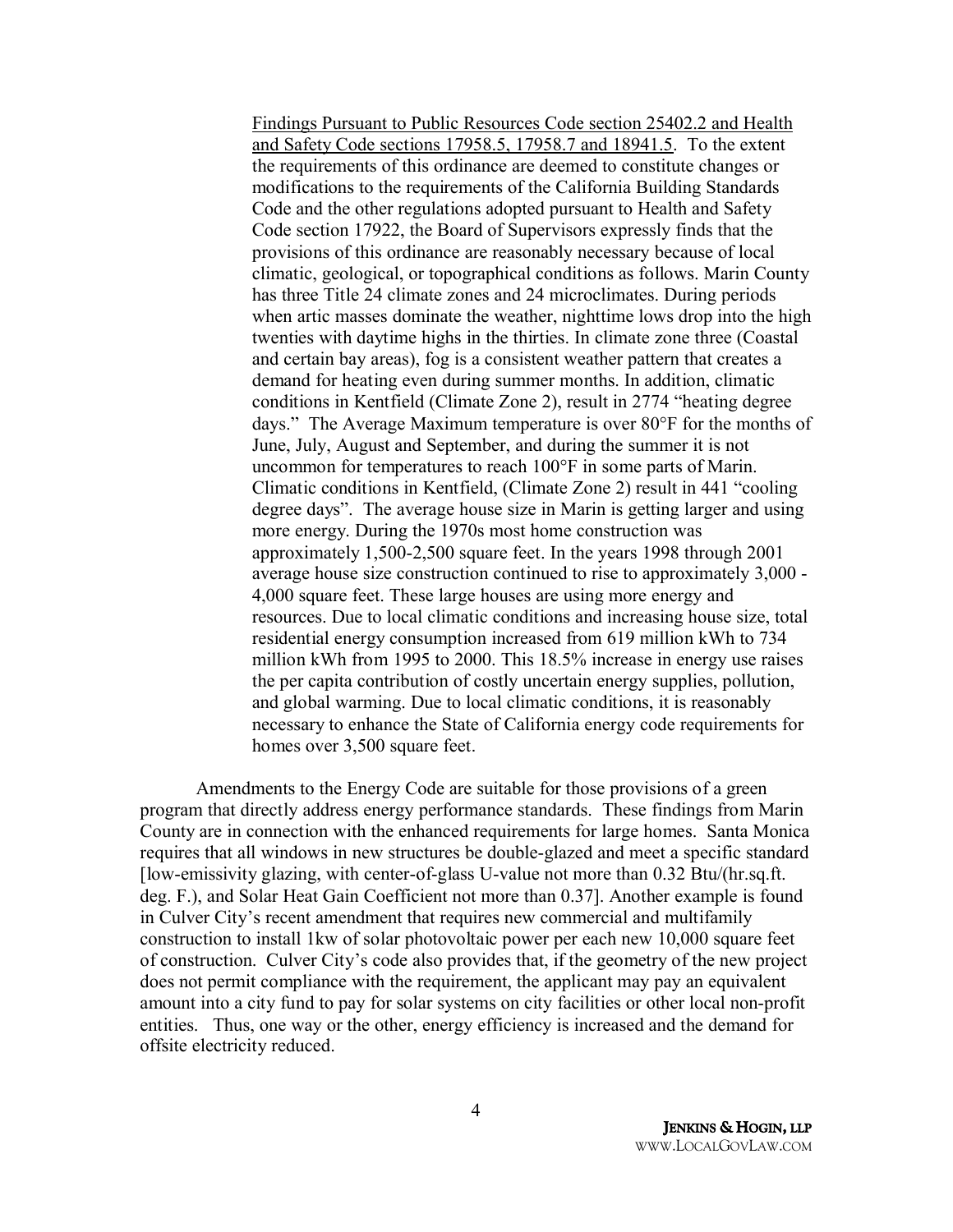> Findings Pursuant to Public Resources Code section 25402.2 and Health and Safety Code sections 17958.5, 17958.7 and 18941.5. To the extent the requirements of this ordinance are deemed to constitute changes or modifications to the requirements of the California Building Standards Code and the other regulations adopted pursuant to Health and Safety Code section 17922, the Board of Supervisors expressly finds that the provisions of this ordinance are reasonably necessary because of local climatic, geological, or topographical conditions as follows. Marin County has three Title 24 climate zones and 24 microclimates. During periods when artic masses dominate the weather, nighttime lows drop into the high twenties with daytime highs in the thirties. In climate zone three (Coastal and certain bay areas), fog is a consistent weather pattern that creates a demand for heating even during summer months. In addition, climatic conditions in Kentfield (Climate Zone 2), result in 2774 "heating degree days." The Average Maximum temperature is over 80°F for the months of June, July, August and September, and during the summer it is not uncommon for temperatures to reach 100°F in some parts of Marin. Climatic conditions in Kentfield, (Climate Zone 2) result in 441 "cooling degree days". The average house size in Marin is getting larger and using more energy. During the 1970s most home construction was approximately 1,500-2,500 square feet. In the years 1998 through 2001 average house size construction continued to rise to approximately 3,000 - 4,000 square feet. These large houses are using more energy and resources. Due to local climatic conditions and increasing house size, total residential energy consumption increased from 619 million kWh to 734 million kWh from 1995 to 2000. This 18.5% increase in energy use raises the per capita contribution of costly uncertain energy supplies, pollution, and global warming. Due to local climatic conditions, it is reasonably necessary to enhance the State of California energy code requirements for homes over 3,500 square feet.

Amendments to the Energy Code are suitable for those provisions of a green program that directly address energy performance standards. These findings from Marin County are in connection with the enhanced requirements for large homes. Santa Monica requires that all windows in new structures be double-glazed and meet a specific standard [low-emissivity glazing, with center-of-glass U-value not more than 0.32 Btu/(hr.sq.ft. deg. F.), and Solar Heat Gain Coefficient not more than 0.37]. Another example is found in Culver City's recent amendment that requires new commercial and multifamily construction to install 1kw of solar photovoltaic power per each new 10,000 square feet of construction. Culver City's code also provides that, if the geometry of the new project does not permit compliance with the requirement, the applicant may pay an equivalent amount into a city fund to pay for solar systems on city facilities or other local non-profit entities. Thus, one way or the other, energy efficiency is increased and the demand for offsite electricity reduced.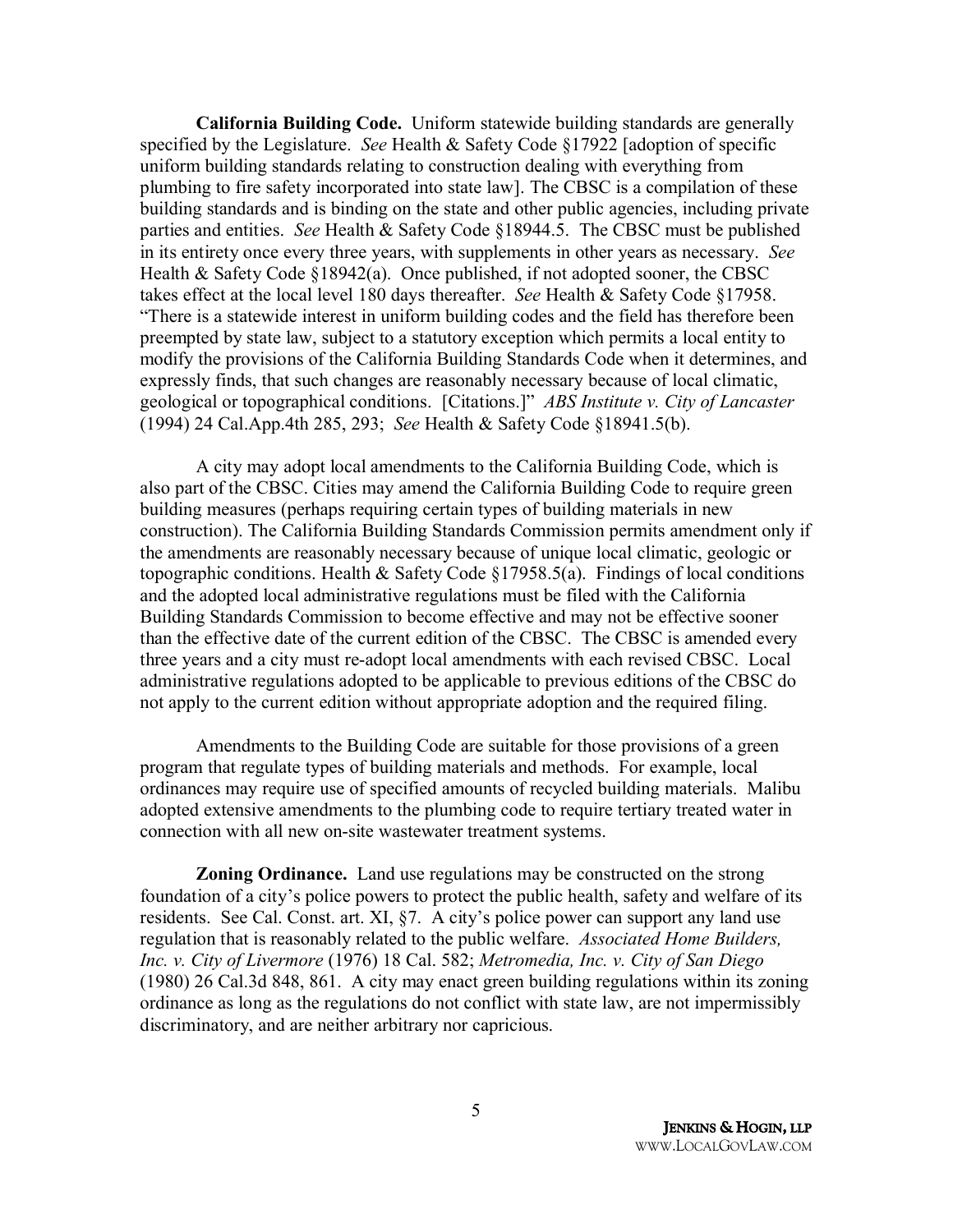**California Building Code.** Uniform statewide building standards are generally specified by the Legislature. *See* Health & Safety Code §17922 [adoption of specific uniform building standards relating to construction dealing with everything from plumbing to fire safety incorporated into state law]. The CBSC is a compilation of these building standards and is binding on the state and other public agencies, including private parties and entities. *See* Health & Safety Code §18944.5. The CBSC must be published in its entirety once every three years, with supplements in other years as necessary. *See* Health & Safety Code §18942(a). Once published, if not adopted sooner, the CBSC takes effect at the local level 180 days thereafter. *See* Health & Safety Code §17958. "There is a statewide interest in uniform building codes and the field has therefore been preempted by state law, subject to a statutory exception which permits a local entity to modify the provisions of the California Building Standards Code when it determines, and expressly finds, that such changes are reasonably necessary because of local climatic, geological or topographical conditions. [Citations.]" *ABS Institute v. City of Lancaster* (1994) 24 Cal.App.4th 285, 293; *See* Health & Safety Code §18941.5(b).

A city may adopt local amendments to the California Building Code, which is also part of the CBSC. Cities may amend the California Building Code to require green building measures (perhaps requiring certain types of building materials in new construction). The California Building Standards Commission permits amendment only if the amendments are reasonably necessary because of unique local climatic, geologic or topographic conditions. Health & Safety Code §17958.5(a). Findings of local conditions and the adopted local administrative regulations must be filed with the California Building Standards Commission to become effective and may not be effective sooner than the effective date of the current edition of the CBSC. The CBSC is amended every three years and a city must re-adopt local amendments with each revised CBSC. Local administrative regulations adopted to be applicable to previous editions of the CBSC do not apply to the current edition without appropriate adoption and the required filing.

Amendments to the Building Code are suitable for those provisions of a green program that regulate types of building materials and methods. For example, local ordinances may require use of specified amounts of recycled building materials. Malibu adopted extensive amendments to the plumbing code to require tertiary treated water in connection with all new on-site wastewater treatment systems.

**Zoning Ordinance.** Land use regulations may be constructed on the strong foundation of a city's police powers to protect the public health, safety and welfare of its residents. See Cal. Const. art. XI, §7. A city's police power can support any land use regulation that is reasonably related to the public welfare. *Associated Home Builders, Inc. v. City of Livermore* (1976) 18 Cal. 582; *Metromedia, Inc. v. City of San Diego* (1980) 26 Cal.3d 848, 861. A city may enact green building regulations within its zoning ordinance as long as the regulations do not conflict with state law, are not impermissibly discriminatory, and are neither arbitrary nor capricious.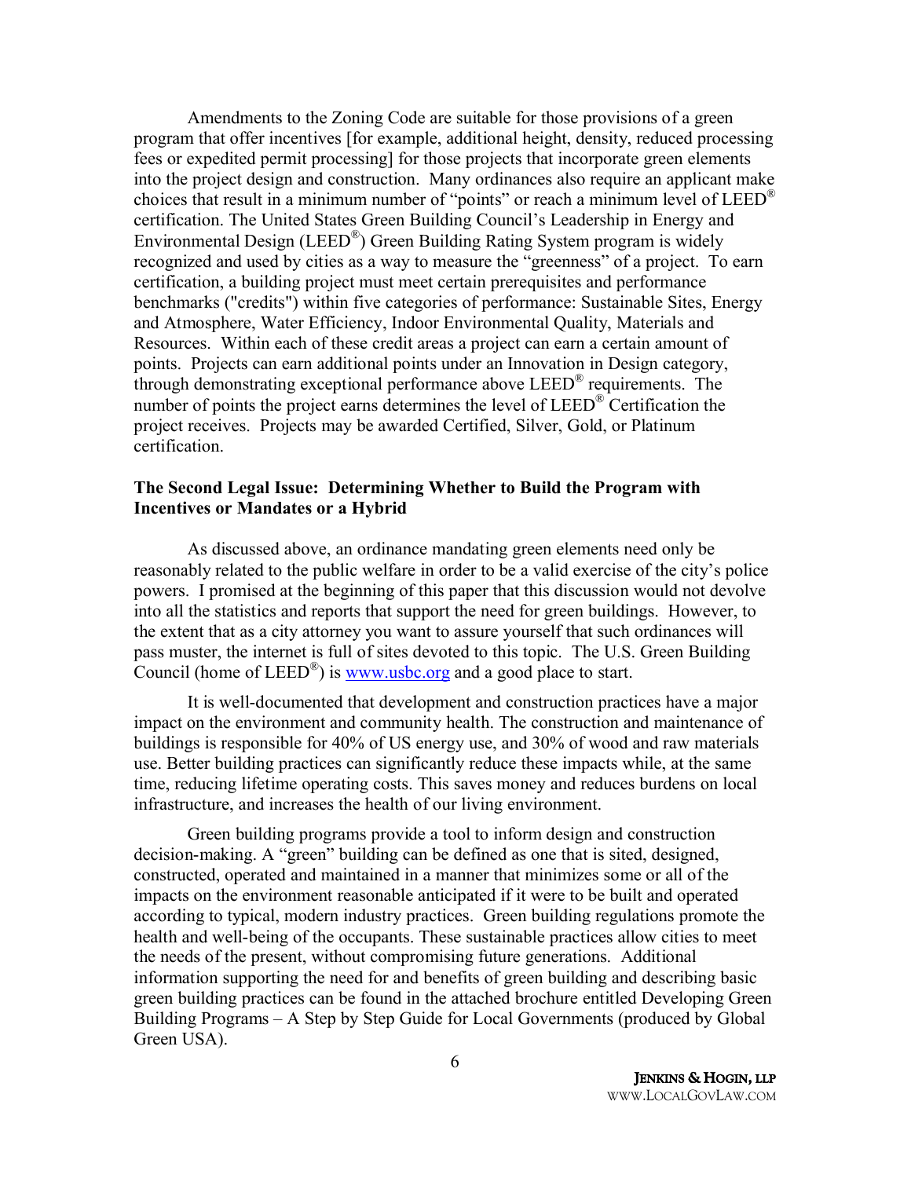Amendments to the Zoning Code are suitable for those provisions of a green program that offer incentives [for example, additional height, density, reduced processing fees or expedited permit processing] for those projects that incorporate green elements into the project design and construction. Many ordinances also require an applicant make choices that result in a minimum number of "points" or reach a minimum level of LEED® certification. The United States Green Building Council's Leadership in Energy and Environmental Design (LEED®) Green Building Rating System program is widely recognized and used by cities as a way to measure the "greenness" of a project. To earn certification, a building project must meet certain prerequisites and performance benchmarks ("credits") within five categories of performance: Sustainable Sites, Energy and Atmosphere, Water Efficiency, Indoor Environmental Quality, Materials and Resources. Within each of these credit areas a project can earn a certain amount of points. Projects can earn additional points under an Innovation in Design category, through demonstrating exceptional performance above LEED® requirements. The number of points the project earns determines the level of LEED® Certification the project receives. Projects may be awarded Certified, Silver, Gold, or Platinum certification.

**The Second Legal Issue: Determining Whether to Build the Program with Incentives or Mandates or a Hybrid**

As discussed above, an ordinance mandating green elements need only be reasonably related to the public welfare in order to be a valid exercise of the city's police powers. I promised at the beginning of this paper that this discussion would not devolve into all the statistics and reports that support the need for green buildings. However, to the extent that as a city attorney you want to assure yourself that such ordinances will pass muster, the internet is full of sites devoted to this topic. The U.S. Green Building Council (home of LEED®) is www.usbc.org and a good place to start.

It is well-documented that development and construction practices have a major impact on the environment and community health. The construction and maintenance of buildings is responsible for 40% of US energy use, and 30% of wood and raw materials use. Better building practices can significantly reduce these impacts while, at the same time, reducing lifetime operating costs. This saves money and reduces burdens on local infrastructure, and increases the health of our living environment.

Green building programs provide a tool to inform design and construction decision-making. A "green" building can be defined as one that is sited, designed, constructed, operated and maintained in a manner that minimizes some or all of the impacts on the environment reasonable anticipated if it were to be built and operated according to typical, modern industry practices. Green building regulations promote the health and well-being of the occupants. These sustainable practices allow cities to meet the needs of the present, without compromising future generations. Additional information supporting the need for and benefits of green building and describing basic green building practices can be found in the attached brochure entitled Developing Green Building Programs – A Step by Step Guide for Local Governments (produced by Global Green USA).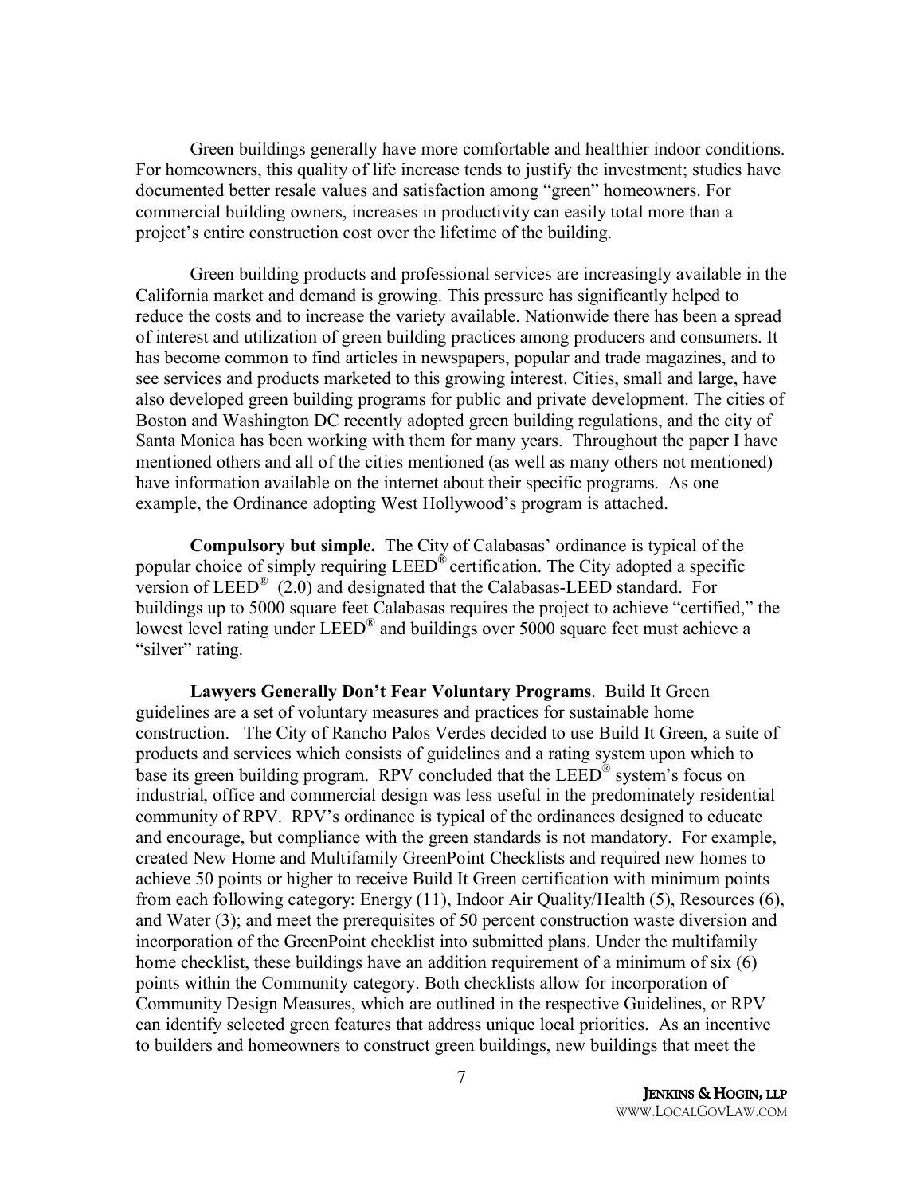Green buildings generally have more comfortable and healthier indoor conditions. For homeowners, this quality of life increase tends to justify the investment; studies have documented better resale values and satisfaction among "green" homeowners. For commercial building owners, increases in productivity can easily total more than a project's entire construction cost over the lifetime of the building.

Green building products and professional services are increasingly available in the California market and demand is growing. This pressure has significantly helped to reduce the costs and to increase the variety available. Nationwide there has been a spread of interest and utilization of green building practices among producers and consumers. It has become common to find articles in newspapers, popular and trade magazines, and to see services and products marketed to this growing interest. Cities, small and large, have also developed green building programs for public and private development. The cities of Boston and Washington DC recently adopted green building regulations, and the city of Santa Monica has been working with them for many years. Throughout the paper I have mentioned others and all of the cities mentioned (as well as many others not mentioned) have information available on the internet about their specific programs. As one example, the Ordinance adopting West Hollywood's program is attached.

**Compulsory but simple.** The City of Calabasas' ordinance is typical of the popular choice of simply requiring LEED® certification. The City adopted a specific version of LEED® (2.0) and designated that the Calabasas-LEED standard. For buildings up to 5000 square feet Calabasas requires the project to achieve "certified," the lowest level rating under LEED® and buildings over 5000 square feet must achieve a "silver" rating.

**Lawyers Generally Don't Fear Voluntary Programs**. Build It Green guidelines are a set of voluntary measures and practices for sustainable home construction. The City of Rancho Palos Verdes decided to use Build It Green, a suite of products and services which consists of guidelines and a rating system upon which to base its green building program. RPV concluded that the LEED® system's focus on industrial, office and commercial design was less useful in the predominately residential community of RPV. RPV's ordinance is typical of the ordinances designed to educate and encourage, but compliance with the green standards is not mandatory. For example, created New Home and Multifamily GreenPoint Checklists and required new homes to achieve 50 points or higher to receive Build It Green certification with minimum points from each following category: Energy (11), Indoor Air Quality/Health (5), Resources (6), and Water (3); and meet the prerequisites of 50 percent construction waste diversion and incorporation of the GreenPoint checklist into submitted plans. Under the multifamily home checklist, these buildings have an addition requirement of a minimum of six (6) points within the Community category. Both checklists allow for incorporation of Community Design Measures, which are outlined in the respective Guidelines, or RPV can identify selected green features that address unique local priorities. As an incentive to builders and homeowners to construct green buildings, new buildings that meet the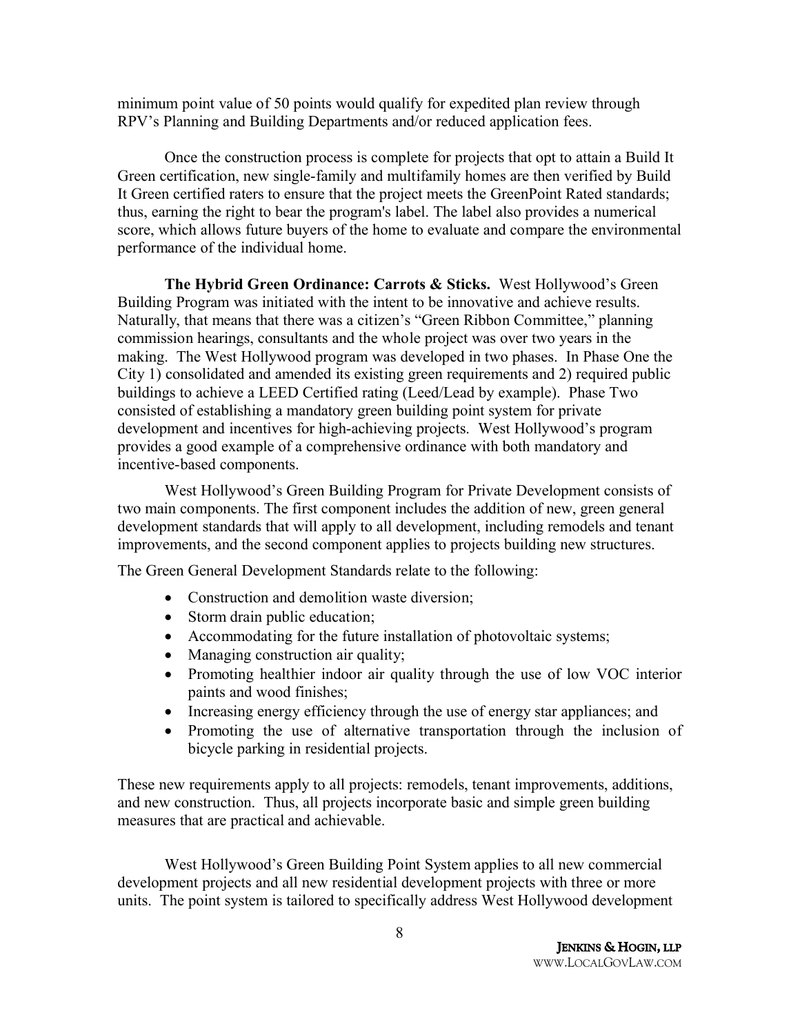minimum point value of 50 points would qualify for expedited plan review through RPV's Planning and Building Departments and/or reduced application fees.

Once the construction process is complete for projects that opt to attain a Build It Green certification, new single-family and multifamily homes are then verified by Build It Green certified raters to ensure that the project meets the GreenPoint Rated standards; thus, earning the right to bear the program's label. The label also provides a numerical score, which allows future buyers of the home to evaluate and compare the environmental performance of the individual home.

**The Hybrid Green Ordinance: Carrots & Sticks.** West Hollywood's Green Building Program was initiated with the intent to be innovative and achieve results. Naturally, that means that there was a citizen's "Green Ribbon Committee," planning commission hearings, consultants and the whole project was over two years in the making. The West Hollywood program was developed in two phases. In Phase One the City 1) consolidated and amended its existing green requirements and 2) required public buildings to achieve a LEED Certified rating (Leed/Lead by example). Phase Two consisted of establishing a mandatory green building point system for private development and incentives for high-achieving projects. West Hollywood's program provides a good example of a comprehensive ordinance with both mandatory and incentive-based components.

West Hollywood's Green Building Program for Private Development consists of two main components. The first component includes the addition of new, green general development standards that will apply to all development, including remodels and tenant improvements, and the second component applies to projects building new structures.

The Green General Development Standards relate to the following:

- Construction and demolition waste diversion;
- Storm drain public education;
- Accommodating for the future installation of photovoltaic systems;
- Managing construction air quality;
- Promoting healthier indoor air quality through the use of low VOC interior paints and wood finishes;
- Increasing energy efficiency through the use of energy star appliances; and
- Promoting the use of alternative transportation through the inclusion of bicycle parking in residential projects.

These new requirements apply to all projects: remodels, tenant improvements, additions, and new construction. Thus, all projects incorporate basic and simple green building measures that are practical and achievable.

West Hollywood's Green Building Point System applies to all new commercial development projects and all new residential development projects with three or more units. The point system is tailored to specifically address West Hollywood development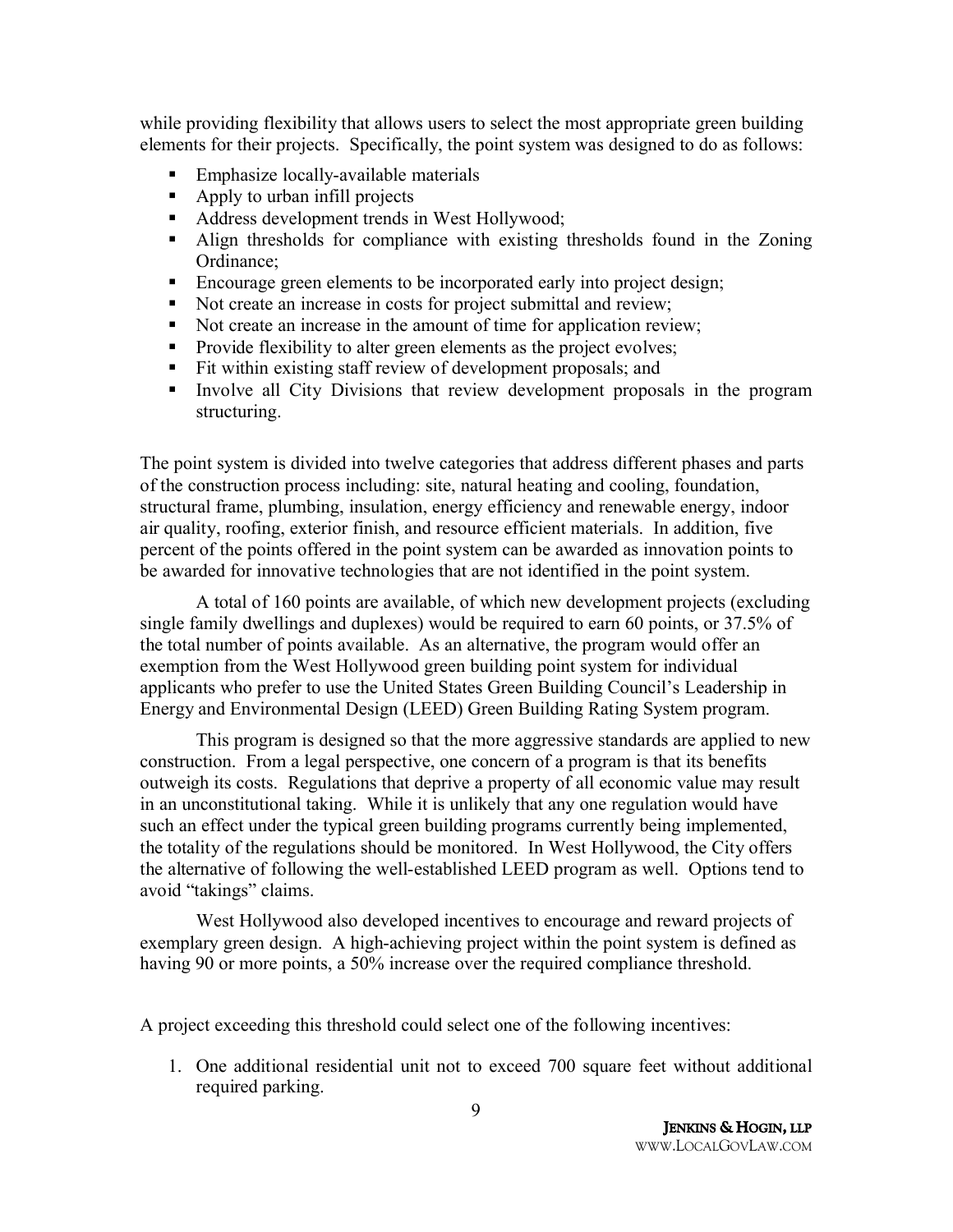while providing flexibility that allows users to select the most appropriate green building elements for their projects. Specifically, the point system was designed to do as follows:

- Emphasize locally-available materials
- Apply to urban infill projects
- Address development trends in West Hollywood;
- Align thresholds for compliance with existing thresholds found in the Zoning Ordinance;
- Encourage green elements to be incorporated early into project design;
- Not create an increase in costs for project submittal and review;
- Not create an increase in the amount of time for application review;
- Provide flexibility to alter green elements as the project evolves;
- Fit within existing staff review of development proposals; and
- Involve all City Divisions that review development proposals in the program structuring.

The point system is divided into twelve categories that address different phases and parts of the construction process including: site, natural heating and cooling, foundation, structural frame, plumbing, insulation, energy efficiency and renewable energy, indoor air quality, roofing, exterior finish, and resource efficient materials. In addition, five percent of the points offered in the point system can be awarded as innovation points to be awarded for innovative technologies that are not identified in the point system.

A total of 160 points are available, of which new development projects (excluding single family dwellings and duplexes) would be required to earn 60 points, or 37.5% of the total number of points available. As an alternative, the program would offer an exemption from the West Hollywood green building point system for individual applicants who prefer to use the United States Green Building Council's Leadership in Energy and Environmental Design (LEED) Green Building Rating System program.

This program is designed so that the more aggressive standards are applied to new construction. From a legal perspective, one concern of a program is that its benefits outweigh its costs. Regulations that deprive a property of all economic value may result in an unconstitutional taking. While it is unlikely that any one regulation would have such an effect under the typical green building programs currently being implemented, the totality of the regulations should be monitored. In West Hollywood, the City offers the alternative of following the well-established LEED program as well. Options tend to avoid "takings" claims.

West Hollywood also developed incentives to encourage and reward projects of exemplary green design. A high-achieving project within the point system is defined as having 90 or more points, a 50% increase over the required compliance threshold.

A project exceeding this threshold could select one of the following incentives:

1. One additional residential unit not to exceed 700 square feet without additional required parking.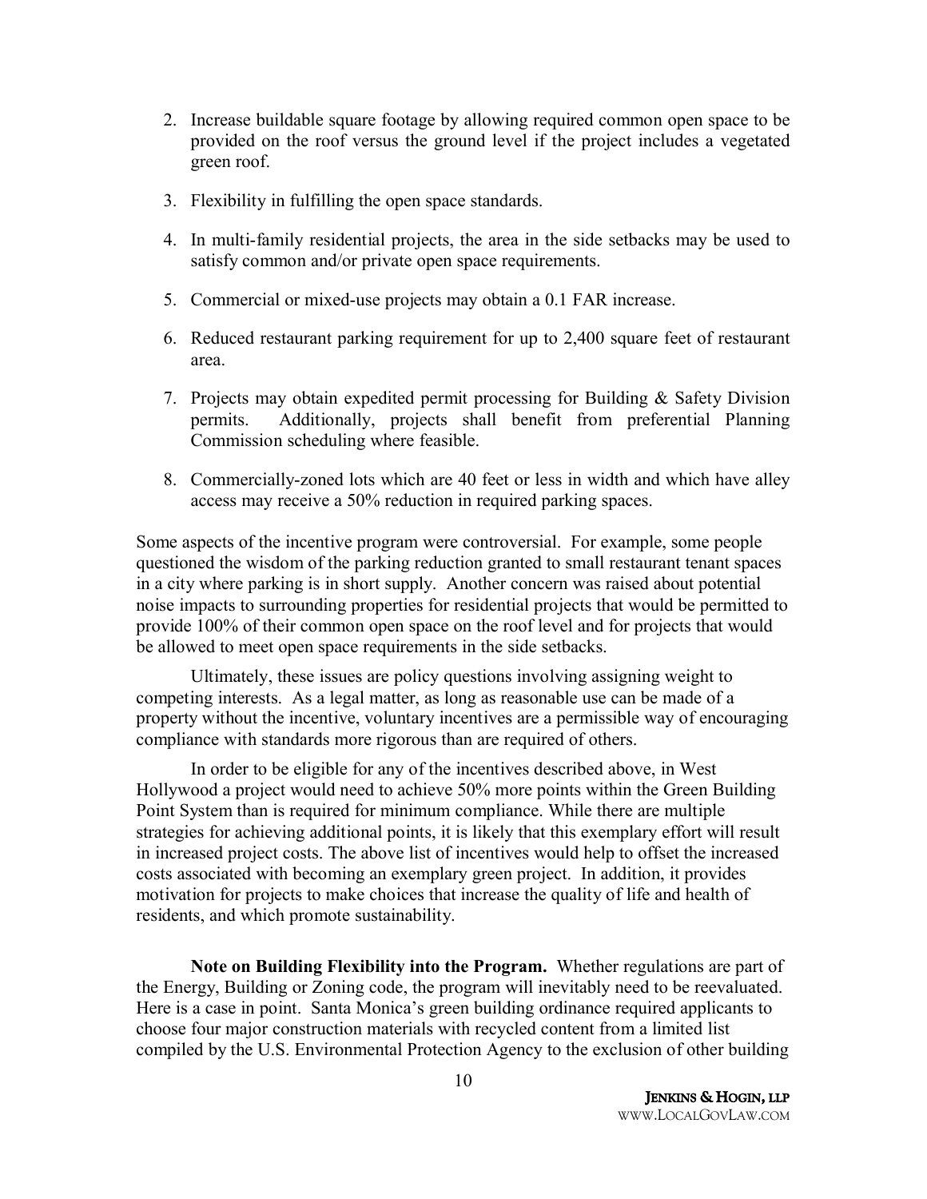2. Increase buildable square footage by allowing required common open space to be provided on the roof versus the ground level if the project includes a vegetated green roof.

3. Flexibility in fulfilling the open space standards.

4. In multi-family residential projects, the area in the side setbacks may be used to satisfy common and/or private open space requirements.

5. Commercial or mixed-use projects may obtain a 0.1 FAR increase.

6. Reduced restaurant parking requirement for up to 2,400 square feet of restaurant area.

7. Projects may obtain expedited permit processing for Building & Safety Division permits. Additionally, projects shall benefit from preferential Planning Commission scheduling where feasible.

8. Commercially-zoned lots which are 40 feet or less in width and which have alley access may receive a 50% reduction in required parking spaces.

Some aspects of the incentive program were controversial. For example, some people questioned the wisdom of the parking reduction granted to small restaurant tenant spaces in a city where parking is in short supply. Another concern was raised about potential noise impacts to surrounding properties for residential projects that would be permitted to provide 100% of their common open space on the roof level and for projects that would be allowed to meet open space requirements in the side setbacks.

Ultimately, these issues are policy questions involving assigning weight to competing interests. As a legal matter, as long as reasonable use can be made of a property without the incentive, voluntary incentives are a permissible way of encouraging compliance with standards more rigorous than are required of others.

In order to be eligible for any of the incentives described above, in West Hollywood a project would need to achieve 50% more points within the Green Building Point System than is required for minimum compliance. While there are multiple strategies for achieving additional points, it is likely that this exemplary effort will result in increased project costs. The above list of incentives would help to offset the increased costs associated with becoming an exemplary green project. In addition, it provides motivation for projects to make choices that increase the quality of life and health of residents, and which promote sustainability.

**Note on Building Flexibility into the Program.** Whether regulations are part of the Energy, Building or Zoning code, the program will inevitably need to be reevaluated. Here is a case in point. Santa Monica's green building ordinance required applicants to choose four major construction materials with recycled content from a limited list compiled by the U.S. Environmental Protection Agency to the exclusion of other building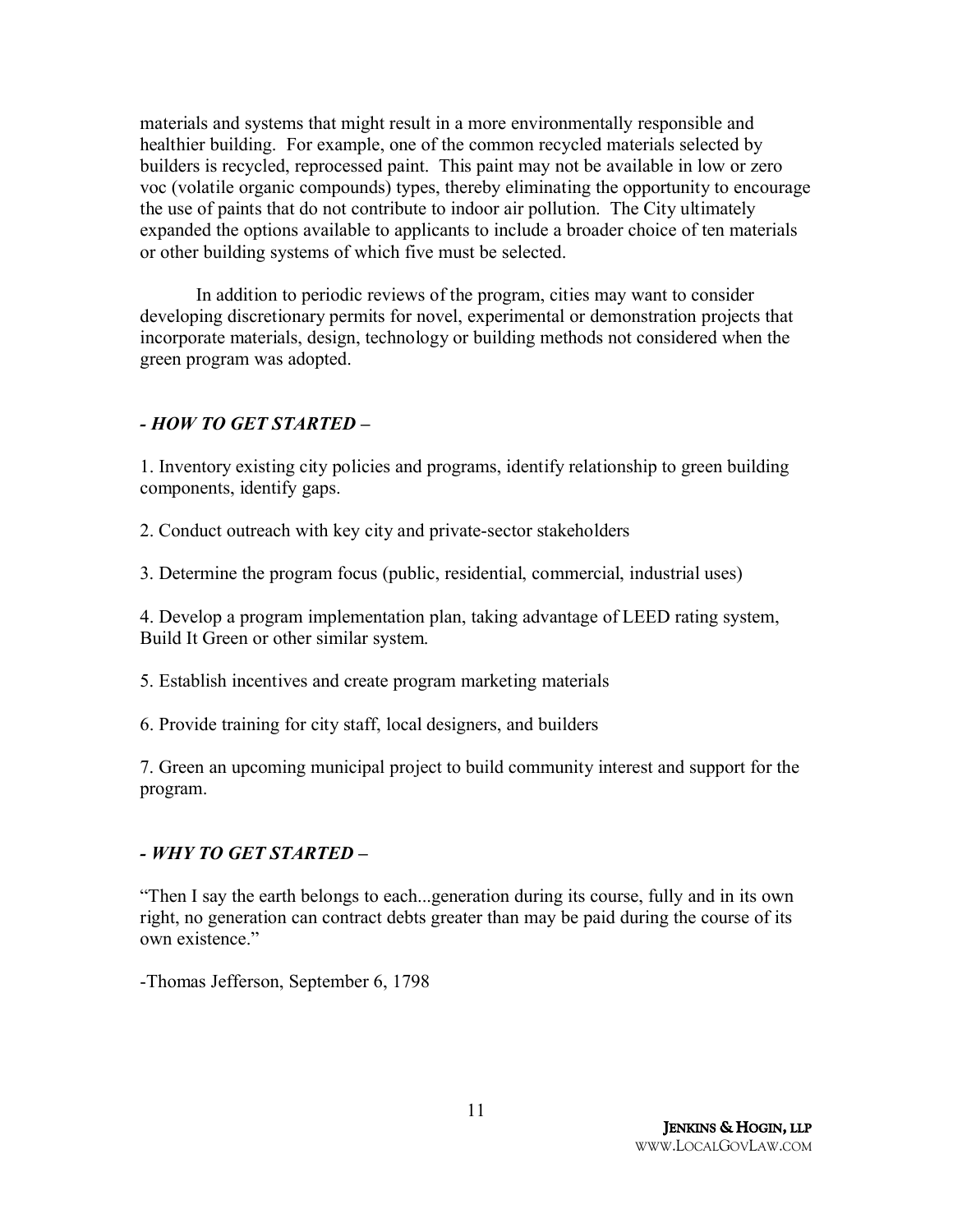materials and systems that might result in a more environmentally responsible and healthier building. For example, one of the common recycled materials selected by builders is recycled, reprocessed paint. This paint may not be available in low or zero voc (volatile organic compounds) types, thereby eliminating the opportunity to encourage the use of paints that do not contribute to indoor air pollution. The City ultimately expanded the options available to applicants to include a broader choice of ten materials or other building systems of which five must be selected.

In addition to periodic reviews of the program, cities may want to consider developing discretionary permits for novel, experimental or demonstration projects that incorporate materials, design, technology or building methods not considered when the green program was adopted.

## *- HOW TO GET STARTED –*

1. Inventory existing city policies and programs, identify relationship to green building components, identify gaps.

2. Conduct outreach with key city and private-sector stakeholders

3. Determine the program focus (public, residential, commercial, industrial uses)

4. Develop a program implementation plan, taking advantage of LEED rating system, Build It Green or other similar system.

5. Establish incentives and create program marketing materials

6. Provide training for city staff, local designers, and builders

7. Green an upcoming municipal project to build community interest and support for the program.

## *- WHY TO GET STARTED –*

"Then I say the earth belongs to each...generation during its course, fully and in its own right, no generation can contract debts greater than may be paid during the course of its own existence."

-Thomas Jefferson, September 6, 1798